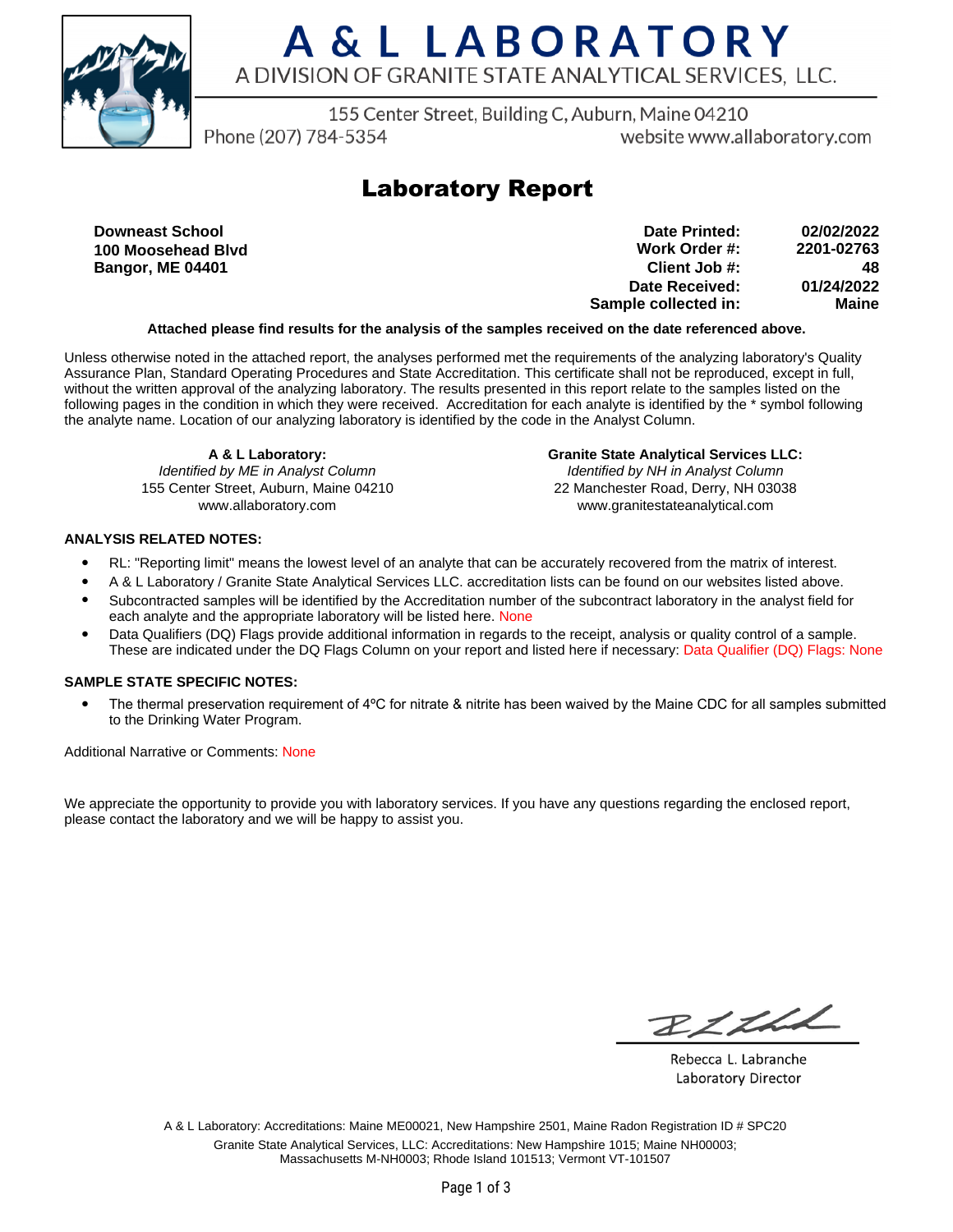# A & L LABORATORY

A DIVISION OF GRANITE STATE ANALYTICAL SERVICES, LLC.

155 Center Street, Building C, Auburn, Maine 04210
Phone (207) 784-5354 website www.allaboratory.com

## Laboratory Report

**Downeast School**
**100 Moosehead Blvd**
**Bangor, ME 04401**

| | |
|---|---|
| **Date Printed:** | **02/02/2022** |
| **Work Order #:** | **2201-02763** |
| **Client Job #:** | **48** |
| **Date Received:** | **01/24/2022** |
| **Sample collected in:** | **Maine** |

**Attached please find results for the analysis of the samples received on the date referenced above.**

Unless otherwise noted in the attached report, the analyses performed met the requirements of the analyzing laboratory's Quality Assurance Plan, Standard Operating Procedures and State Accreditation. This certificate shall not be reproduced, except in full, without the written approval of the analyzing laboratory. The results presented in this report relate to the samples listed on the following pages in the condition in which they were received. Accreditation for each analyte is identified by the * symbol following the analyte name. Location of our analyzing laboratory is identified by the code in the Analyst Column.

**A & L Laboratory:**
*Identified by ME in Analyst Column*
155 Center Street, Auburn, Maine 04210
www.allaboratory.com

**Granite State Analytical Services LLC:**
*Identified by NH in Analyst Column*
22 Manchester Road, Derry, NH 03038
www.granitestateanalytical.com

**ANALYSIS RELATED NOTES:**

- RL: "Reporting limit" means the lowest level of an analyte that can be accurately recovered from the matrix of interest.
- A & L Laboratory / Granite State Analytical Services LLC. accreditation lists can be found on our websites listed above.
- Subcontracted samples will be identified by the Accreditation number of the subcontract laboratory in the analyst field for each analyte and the appropriate laboratory will be listed here. None
- Data Qualifiers (DQ) Flags provide additional information in regards to the receipt, analysis or quality control of a sample. These are indicated under the DQ Flags Column on your report and listed here if necessary: Data Qualifier (DQ) Flags: None

**SAMPLE STATE SPECIFIC NOTES:**

- The thermal preservation requirement of 4ºC for nitrate & nitrite has been waived by the Maine CDC for all samples submitted to the Drinking Water Program.

Additional Narrative or Comments: None

We appreciate the opportunity to provide you with laboratory services. If you have any questions regarding the enclosed report, please contact the laboratory and we will be happy to assist you.

Rebecca L. Labranche
Laboratory Director

A & L Laboratory: Accreditations: Maine ME00021, New Hampshire 2501, Maine Radon Registration ID # SPC20
Granite State Analytical Services, LLC: Accreditations: New Hampshire 1015; Maine NH00003; Massachusetts M-NH0003; Rhode Island 101513; Vermont VT-101507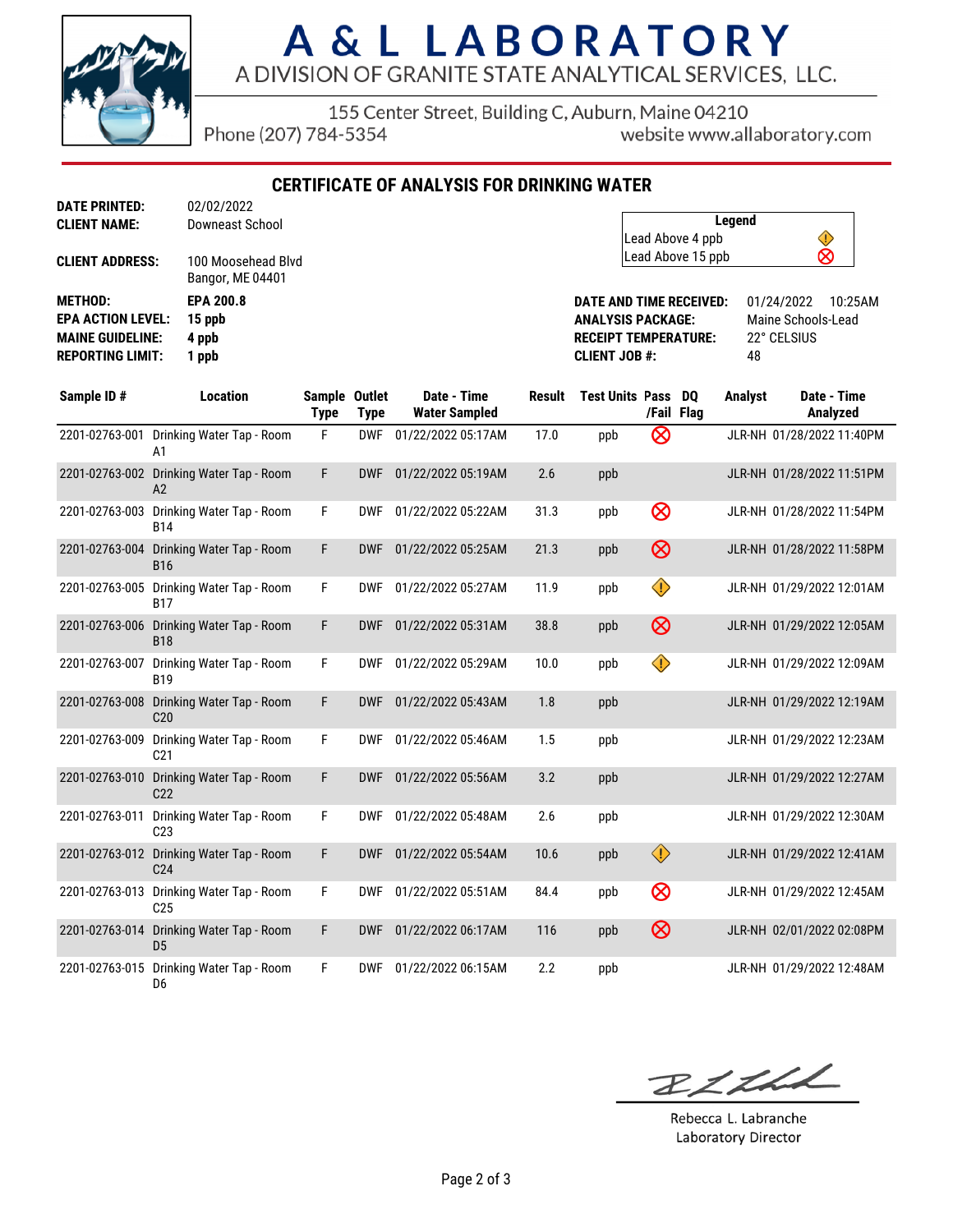# A & L LABORATORY

A DIVISION OF GRANITE STATE ANALYTICAL SERVICES, LLC.

155 Center Street, Building C, Auburn, Maine 04210
Phone (207) 784-5354 website www.allaboratory.com

## CERTIFICATE OF ANALYSIS FOR DRINKING WATER

**DATE PRINTED:** 02/02/2022
**CLIENT NAME:** Downeast School
**CLIENT ADDRESS:** 100 Moosehead Blvd
Bangor, ME 04401

**METHOD:** EPA 200.8
**EPA ACTION LEVEL:** 15 ppb
**MAINE GUIDELINE:** 4 ppb
**REPORTING LIMIT:** 1 ppb

| Legend | |
|---|---|
| Lead Above 4 ppb | ⚠ |
| Lead Above 15 ppb | ⊗ |

**DATE AND TIME RECEIVED:** 01/24/2022 10:25AM
**ANALYSIS PACKAGE:** Maine Schools-Lead
**RECEIPT TEMPERATURE:** 22° CELSIUS
**CLIENT JOB #:** 48

| Sample ID # | Location | Sample Type | Outlet Type | Date - Time Water Sampled | Result | Test Units | Pass /Fail | DQ Flag | Analyst | Date - Time Analyzed |
|---|---|---|---|---|---|---|---|---|---|---|
| 2201-02763-001 | Drinking Water Tap - Room A1 | F | DWF | 01/22/2022 05:17AM | 17.0 | ppb | ⊗ | | JLR-NH | 01/28/2022 11:40PM |
| 2201-02763-002 | Drinking Water Tap - Room A2 | F | DWF | 01/22/2022 05:19AM | 2.6 | ppb | | | JLR-NH | 01/28/2022 11:51PM |
| 2201-02763-003 | Drinking Water Tap - Room B14 | F | DWF | 01/22/2022 05:22AM | 31.3 | ppb | ⊗ | | JLR-NH | 01/28/2022 11:54PM |
| 2201-02763-004 | Drinking Water Tap - Room B16 | F | DWF | 01/22/2022 05:25AM | 21.3 | ppb | ⊗ | | JLR-NH | 01/28/2022 11:58PM |
| 2201-02763-005 | Drinking Water Tap - Room B17 | F | DWF | 01/22/2022 05:27AM | 11.9 | ppb | ⚠ | | JLR-NH | 01/29/2022 12:01AM |
| 2201-02763-006 | Drinking Water Tap - Room B18 | F | DWF | 01/22/2022 05:31AM | 38.8 | ppb | ⊗ | | JLR-NH | 01/29/2022 12:05AM |
| 2201-02763-007 | Drinking Water Tap - Room B19 | F | DWF | 01/22/2022 05:29AM | 10.0 | ppb | ⚠ | | JLR-NH | 01/29/2022 12:09AM |
| 2201-02763-008 | Drinking Water Tap - Room C20 | F | DWF | 01/22/2022 05:43AM | 1.8 | ppb | | | JLR-NH | 01/29/2022 12:19AM |
| 2201-02763-009 | Drinking Water Tap - Room C21 | F | DWF | 01/22/2022 05:46AM | 1.5 | ppb | | | JLR-NH | 01/29/2022 12:23AM |
| 2201-02763-010 | Drinking Water Tap - Room C22 | F | DWF | 01/22/2022 05:56AM | 3.2 | ppb | | | JLR-NH | 01/29/2022 12:27AM |
| 2201-02763-011 | Drinking Water Tap - Room C23 | F | DWF | 01/22/2022 05:48AM | 2.6 | ppb | | | JLR-NH | 01/29/2022 12:30AM |
| 2201-02763-012 | Drinking Water Tap - Room C24 | F | DWF | 01/22/2022 05:54AM | 10.6 | ppb | ⚠ | | JLR-NH | 01/29/2022 12:41AM |
| 2201-02763-013 | Drinking Water Tap - Room C25 | F | DWF | 01/22/2022 05:51AM | 84.4 | ppb | ⊗ | | JLR-NH | 01/29/2022 12:45AM |
| 2201-02763-014 | Drinking Water Tap - Room D5 | F | DWF | 01/22/2022 06:17AM | 116 | ppb | ⊗ | | JLR-NH | 02/01/2022 02:08PM |
| 2201-02763-015 | Drinking Water Tap - Room D6 | F | DWF | 01/22/2022 06:15AM | 2.2 | ppb | | | JLR-NH | 01/29/2022 12:48AM |

Rebecca L. Labranche
Laboratory Director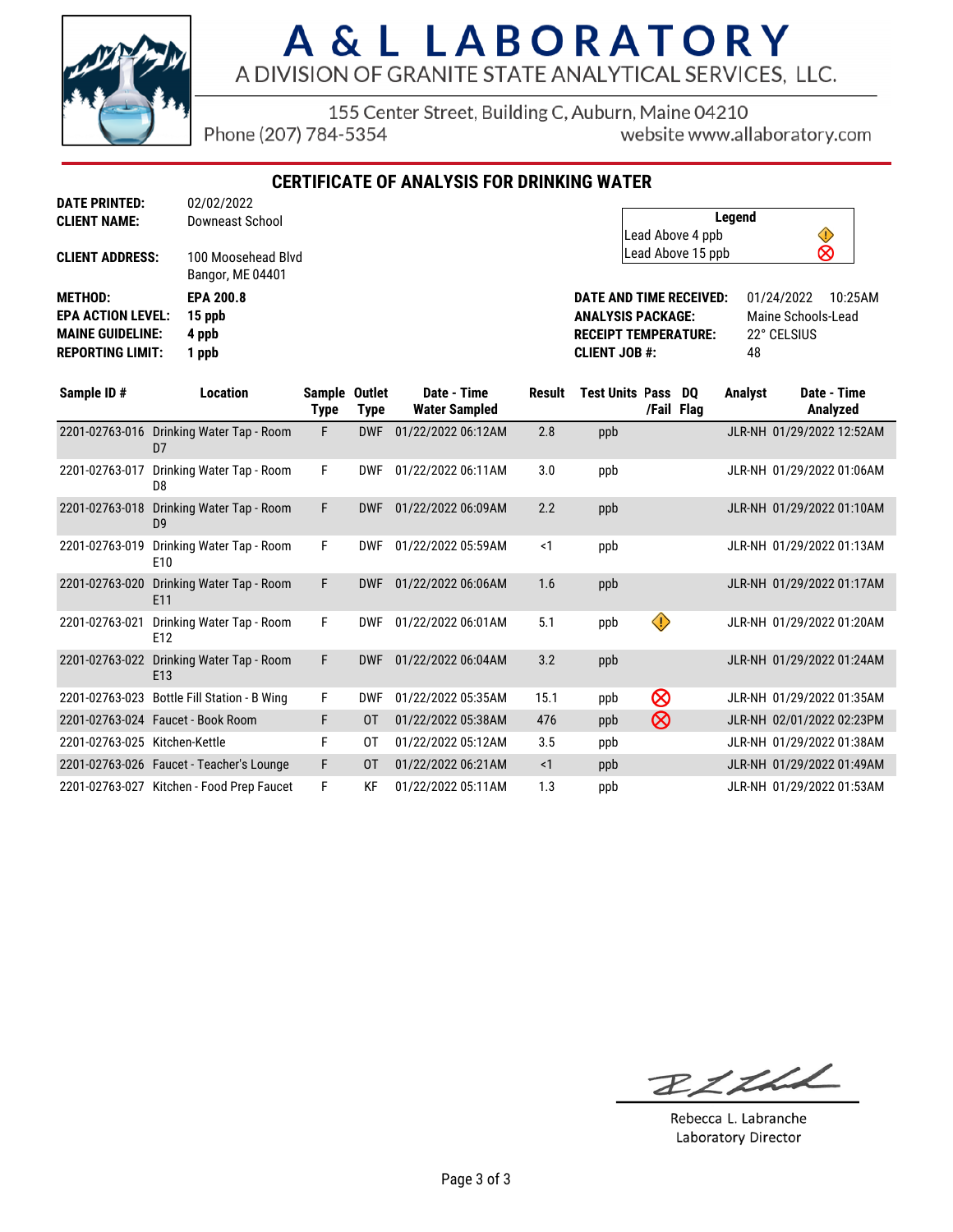# A & L LABORATORY

A DIVISION OF GRANITE STATE ANALYTICAL SERVICES, LLC.

155 Center Street, Building C, Auburn, Maine 04210

Phone (207) 784-5354 website www.allaboratory.com

## CERTIFICATE OF ANALYSIS FOR DRINKING WATER

**DATE PRINTED:** 02/02/2022

**CLIENT NAME:** Downeast School

**CLIENT ADDRESS:** 100 Moosehead Blvd, Bangor, ME 04401

| Legend | |
|---|---|
| Lead Above 4 ppb | ⚠ |
| Lead Above 15 ppb | ⊗ |

**METHOD:** EPA 200.8

**EPA ACTION LEVEL:** 15 ppb

**MAINE GUIDELINE:** 4 ppb

**REPORTING LIMIT:** 1 ppb

**DATE AND TIME RECEIVED:** 01/24/2022 10:25AM

**ANALYSIS PACKAGE:** Maine Schools-Lead

**RECEIPT TEMPERATURE:** 22° CELSIUS

**CLIENT JOB #:** 48

| Sample ID # | Location | Sample Type | Outlet Type | Date - Time Water Sampled | Result | Test Units | Pass /Fail | DQ Flag | Analyst | Date - Time Analyzed |
|---|---|---|---|---|---|---|---|---|---|---|
| 2201-02763-016 | Drinking Water Tap - Room D7 | F | DWF | 01/22/2022 06:12AM | 2.8 | ppb | | | JLR-NH | 01/29/2022 12:52AM |
| 2201-02763-017 | Drinking Water Tap - Room D8 | F | DWF | 01/22/2022 06:11AM | 3.0 | ppb | | | JLR-NH | 01/29/2022 01:06AM |
| 2201-02763-018 | Drinking Water Tap - Room D9 | F | DWF | 01/22/2022 06:09AM | 2.2 | ppb | | | JLR-NH | 01/29/2022 01:10AM |
| 2201-02763-019 | Drinking Water Tap - Room E10 | F | DWF | 01/22/2022 05:59AM | <1 | ppb | | | JLR-NH | 01/29/2022 01:13AM |
| 2201-02763-020 | Drinking Water Tap - Room E11 | F | DWF | 01/22/2022 06:06AM | 1.6 | ppb | | | JLR-NH | 01/29/2022 01:17AM |
| 2201-02763-021 | Drinking Water Tap - Room E12 | F | DWF | 01/22/2022 06:01AM | 5.1 | ppb | ⚠ | | JLR-NH | 01/29/2022 01:20AM |
| 2201-02763-022 | Drinking Water Tap - Room E13 | F | DWF | 01/22/2022 06:04AM | 3.2 | ppb | | | JLR-NH | 01/29/2022 01:24AM |
| 2201-02763-023 | Bottle Fill Station - B Wing | F | DWF | 01/22/2022 05:35AM | 15.1 | ppb | ⊗ | | JLR-NH | 01/29/2022 01:35AM |
| 2201-02763-024 | Faucet - Book Room | F | OT | 01/22/2022 05:38AM | 476 | ppb | ⊗ | | JLR-NH | 02/01/2022 02:23PM |
| 2201-02763-025 | Kitchen-Kettle | F | OT | 01/22/2022 05:12AM | 3.5 | ppb | | | JLR-NH | 01/29/2022 01:38AM |
| 2201-02763-026 | Faucet - Teacher's Lounge | F | OT | 01/22/2022 06:21AM | <1 | ppb | | | JLR-NH | 01/29/2022 01:49AM |
| 2201-02763-027 | Kitchen - Food Prep Faucet | F | KF | 01/22/2022 05:11AM | 1.3 | ppb | | | JLR-NH | 01/29/2022 01:53AM |

Rebecca L. Labranche
Laboratory Director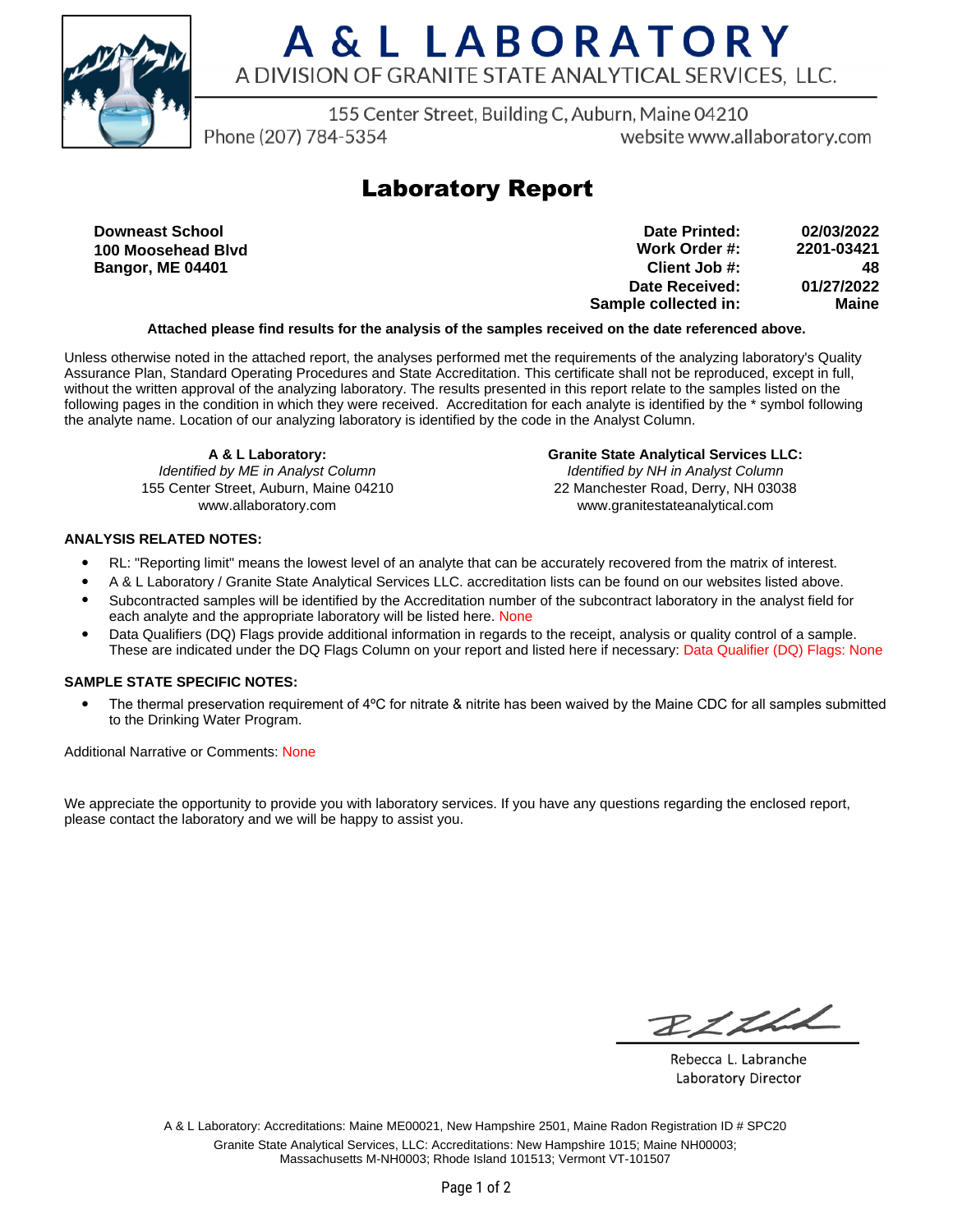# A & L LABORATORY

A DIVISION OF GRANITE STATE ANALYTICAL SERVICES, LLC.

155 Center Street, Building C, Auburn, Maine 04210

Phone (207) 784-5354 website www.allaboratory.com

## Laboratory Report

**Downeast School**
**100 Moosehead Blvd**
**Bangor, ME 04401**

| | |
|---|---|
| **Date Printed:** | **02/03/2022** |
| **Work Order #:** | **2201-03421** |
| **Client Job #:** | **48** |
| **Date Received:** | **01/27/2022** |
| **Sample collected in:** | **Maine** |

**Attached please find results for the analysis of the samples received on the date referenced above.**

Unless otherwise noted in the attached report, the analyses performed met the requirements of the analyzing laboratory's Quality Assurance Plan, Standard Operating Procedures and State Accreditation. This certificate shall not be reproduced, except in full, without the written approval of the analyzing laboratory. The results presented in this report relate to the samples listed on the following pages in the condition in which they were received. Accreditation for each analyte is identified by the * symbol following the analyte name. Location of our analyzing laboratory is identified by the code in the Analyst Column.

**A & L Laboratory:**
*Identified by ME in Analyst Column*
155 Center Street, Auburn, Maine 04210
www.allaboratory.com

**Granite State Analytical Services LLC:**
*Identified by NH in Analyst Column*
22 Manchester Road, Derry, NH 03038
www.granitestateanalytical.com

**ANALYSIS RELATED NOTES:**

- RL: "Reporting limit" means the lowest level of an analyte that can be accurately recovered from the matrix of interest.
- A & L Laboratory / Granite State Analytical Services LLC. accreditation lists can be found on our websites listed above.
- Subcontracted samples will be identified by the Accreditation number of the subcontract laboratory in the analyst field for each analyte and the appropriate laboratory will be listed here. None
- Data Qualifiers (DQ) Flags provide additional information in regards to the receipt, analysis or quality control of a sample. These are indicated under the DQ Flags Column on your report and listed here if necessary: Data Qualifier (DQ) Flags: None

**SAMPLE STATE SPECIFIC NOTES:**

- The thermal preservation requirement of 4ºC for nitrate & nitrite has been waived by the Maine CDC for all samples submitted to the Drinking Water Program.

Additional Narrative or Comments: None

We appreciate the opportunity to provide you with laboratory services. If you have any questions regarding the enclosed report, please contact the laboratory and we will be happy to assist you.

Rebecca L. Labranche
Laboratory Director

A & L Laboratory: Accreditations: Maine ME00021, New Hampshire 2501, Maine Radon Registration ID # SPC20
Granite State Analytical Services, LLC: Accreditations: New Hampshire 1015; Maine NH00003; Massachusetts M-NH0003; Rhode Island 101513; Vermont VT-101507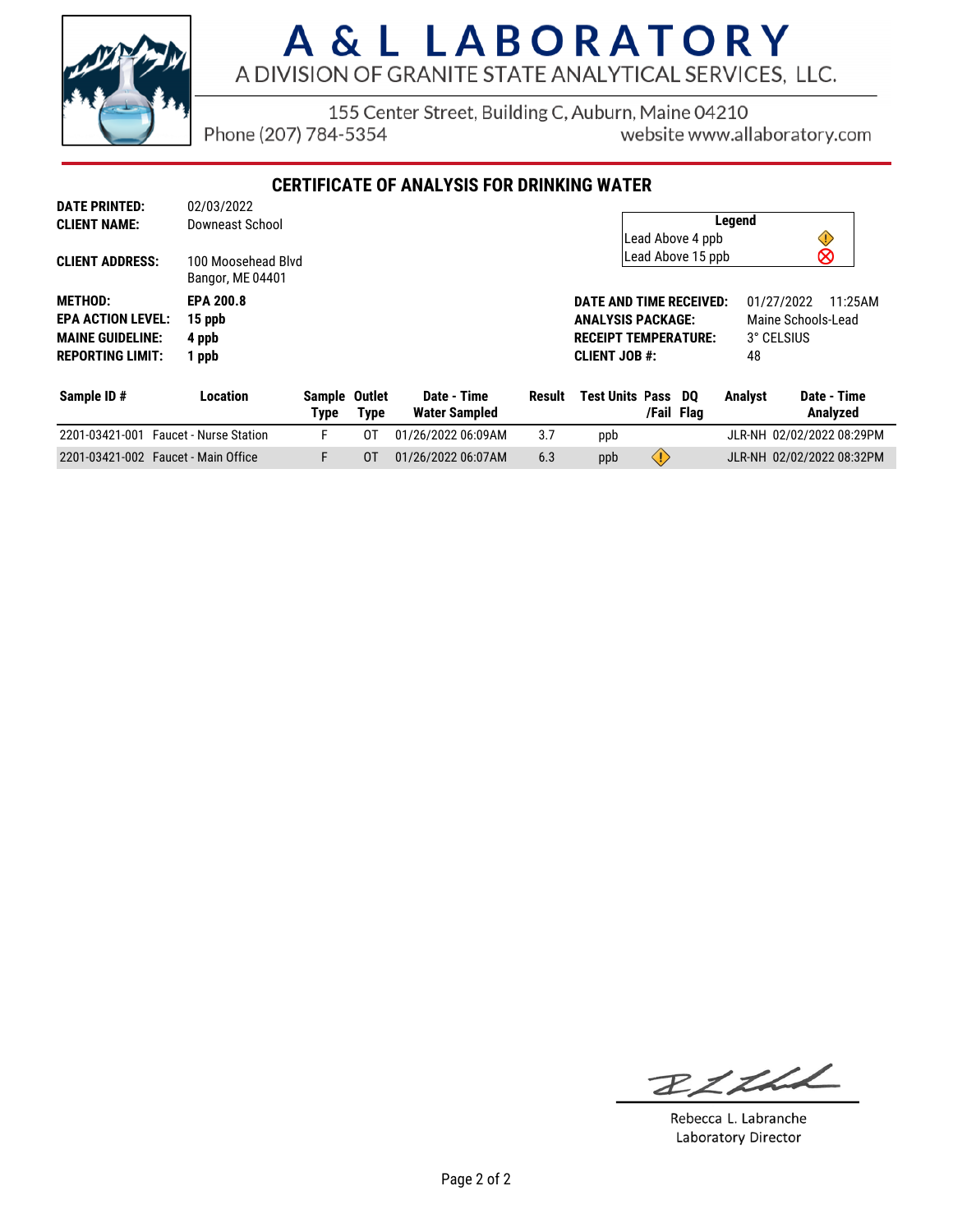# A & L LABORATORY

A DIVISION OF GRANITE STATE ANALYTICAL SERVICES, LLC.

155 Center Street, Building C, Auburn, Maine 04210

Phone (207) 784-5354 website www.allaboratory.com

## CERTIFICATE OF ANALYSIS FOR DRINKING WATER

**DATE PRINTED:** 02/03/2022

**CLIENT NAME:** Downeast School

**CLIENT ADDRESS:** 100 Moosehead Blvd
Bangor, ME 04401

| Legend | |
|---|---|
| Lead Above 4 ppb | ⚠ |
| Lead Above 15 ppb | ⊗ |

**METHOD:** EPA 200.8

**EPA ACTION LEVEL:** 15 ppb

**MAINE GUIDELINE:** 4 ppb

**REPORTING LIMIT:** 1 ppb

**DATE AND TIME RECEIVED:** 01/27/2022 11:25AM

**ANALYSIS PACKAGE:** Maine Schools-Lead

**RECEIPT TEMPERATURE:** 3° CELSIUS

**CLIENT JOB #:** 48

| Sample ID # | Location | Sample Type | Outlet Type | Date - Time Water Sampled | Result | Test Units | Pass /Fail | DQ Flag | Analyst | Date - Time Analyzed |
|---|---|---|---|---|---|---|---|---|---|---|
| 2201-03421-001 | Faucet - Nurse Station | F | OT | 01/26/2022 06:09AM | 3.7 | ppb | | | JLR-NH | 02/02/2022 08:29PM |
| 2201-03421-002 | Faucet - Main Office | F | OT | 01/26/2022 06:07AM | 6.3 | ppb | ⚠ | | JLR-NH | 02/02/2022 08:32PM |

Rebecca L. Labranche
Laboratory Director